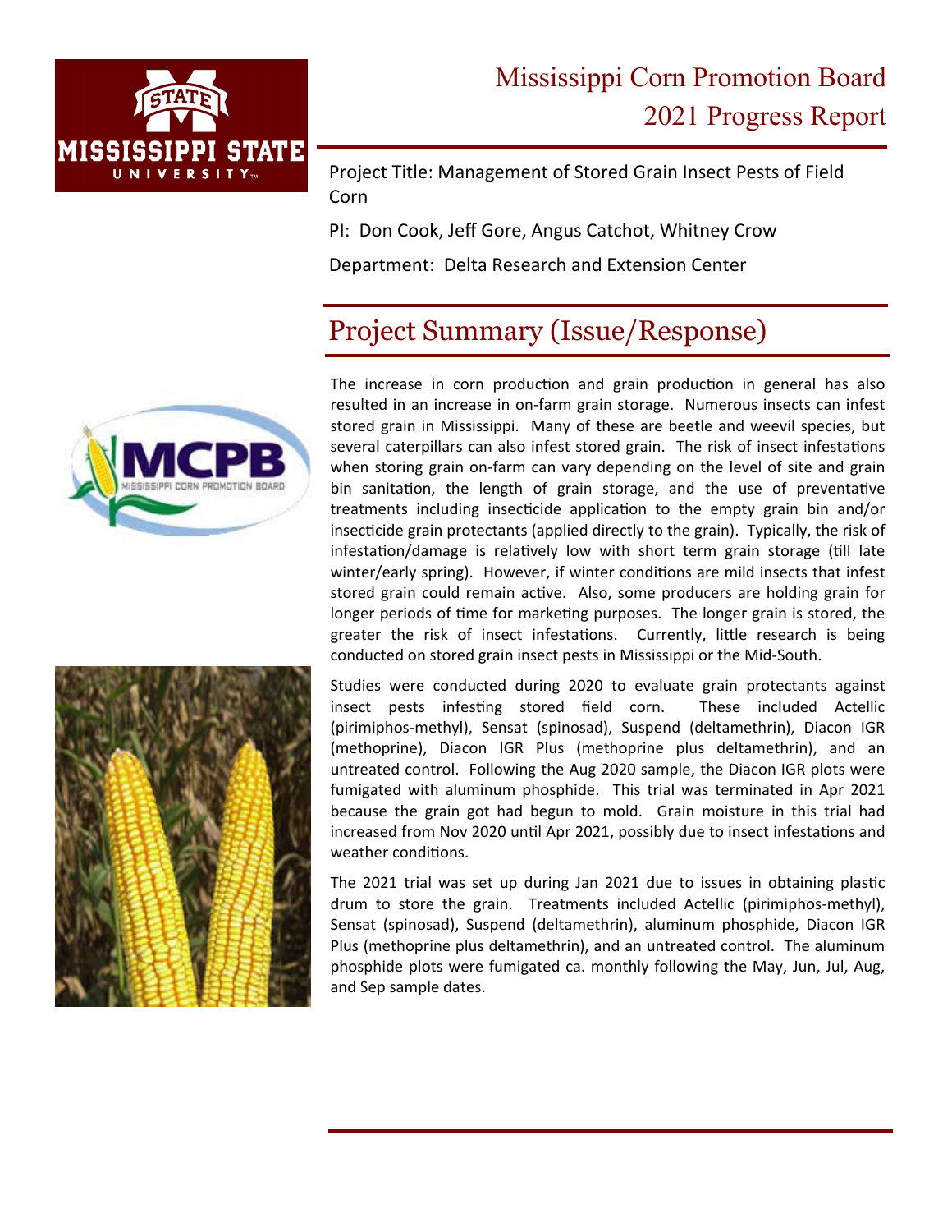# Mississippi Corn Promotion Board
# 2021 Progress Report

Project Title: Management of Stored Grain Insect Pests of Field Corn

PI: Don Cook, Jeff Gore, Angus Catchot, Whitney Crow

Department: Delta Research and Extension Center

## Project Summary (Issue/Response)

The increase in corn production and grain production in general has also resulted in an increase in on-farm grain storage. Numerous insects can infest stored grain in Mississippi. Many of these are beetle and weevil species, but several caterpillars can also infest stored grain. The risk of insect infestations when storing grain on-farm can vary depending on the level of site and grain bin sanitation, the length of grain storage, and the use of preventative treatments including insecticide application to the empty grain bin and/or insecticide grain protectants (applied directly to the grain). Typically, the risk of infestation/damage is relatively low with short term grain storage (till late winter/early spring). However, if winter conditions are mild insects that infest stored grain could remain active. Also, some producers are holding grain for longer periods of time for marketing purposes. The longer grain is stored, the greater the risk of insect infestations. Currently, little research is being conducted on stored grain insect pests in Mississippi or the Mid-South.

Studies were conducted during 2020 to evaluate grain protectants against insect pests infesting stored field corn. These included Actellic (pirimiphos-methyl), Sensat (spinosad), Suspend (deltamethrin), Diacon IGR (methoprine), Diacon IGR Plus (methoprine plus deltamethrin), and an untreated control. Following the Aug 2020 sample, the Diacon IGR plots were fumigated with aluminum phosphide. This trial was terminated in Apr 2021 because the grain got had begun to mold. Grain moisture in this trial had increased from Nov 2020 until Apr 2021, possibly due to insect infestations and weather conditions.

The 2021 trial was set up during Jan 2021 due to issues in obtaining plastic drum to store the grain. Treatments included Actellic (pirimiphos-methyl), Sensat (spinosad), Suspend (deltamethrin), aluminum phosphide, Diacon IGR Plus (methoprine plus deltamethrin), and an untreated control. The aluminum phosphide plots were fumigated ca. monthly following the May, Jun, Jul, Aug, and Sep sample dates.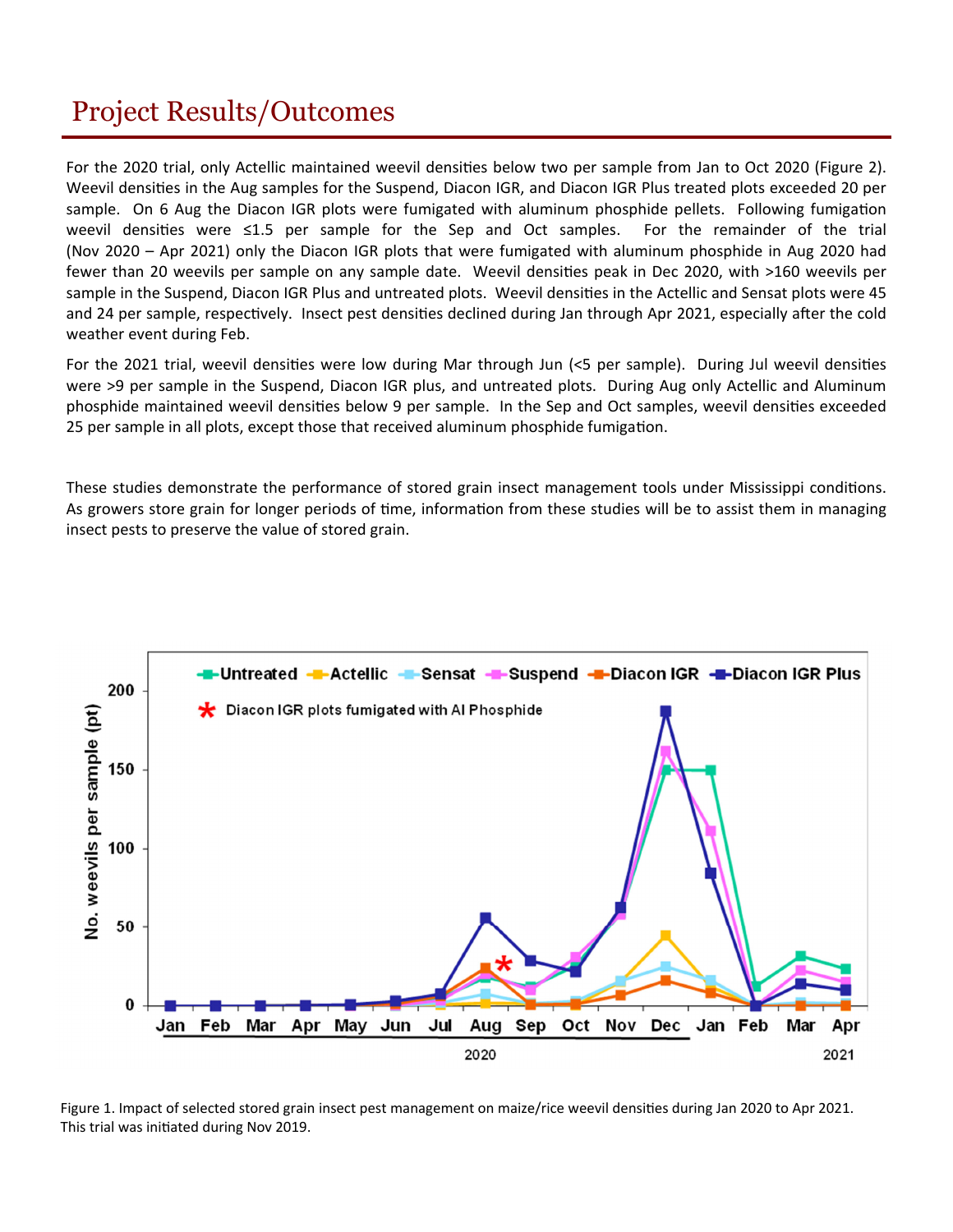# Project Results/Outcomes

For the 2020 trial, only Actellic maintained weevil densities below two per sample from Jan to Oct 2020 (Figure 2). Weevil densities in the Aug samples for the Suspend, Diacon IGR, and Diacon IGR Plus treated plots exceeded 20 per sample. On 6 Aug the Diacon IGR plots were fumigated with aluminum phosphide pellets. Following fumigation weevil densities were ≤1.5 per sample for the Sep and Oct samples. For the remainder of the trial (Nov 2020 – Apr 2021) only the Diacon IGR plots that were fumigated with aluminum phosphide in Aug 2020 had fewer than 20 weevils per sample on any sample date. Weevil densities peak in Dec 2020, with >160 weevils per sample in the Suspend, Diacon IGR Plus and untreated plots. Weevil densities in the Actellic and Sensat plots were 45 and 24 per sample, respectively. Insect pest densities declined during Jan through Apr 2021, especially after the cold weather event during Feb.

For the 2021 trial, weevil densities were low during Mar through Jun (<5 per sample). During Jul weevil densities were >9 per sample in the Suspend, Diacon IGR plus, and untreated plots. During Aug only Actellic and Aluminum phosphide maintained weevil densities below 9 per sample. In the Sep and Oct samples, weevil densities exceeded 25 per sample in all plots, except those that received aluminum phosphide fumigation.

These studies demonstrate the performance of stored grain insect management tools under Mississippi conditions. As growers store grain for longer periods of time, information from these studies will be to assist them in managing insect pests to preserve the value of stored grain.

Untreated
Actellic
Sensat
Suspend
Diacon IGR
Diacon IGR Plus
* Diacon IGR plots fumigated with Al Phosphide

No. weevils per sample (pt)
0
50
100
150
200

Jan Feb Mar Apr May Jun Jul Aug Sep Oct Nov Dec Jan Feb Mar Apr
2020
2021

Figure 1. Impact of selected stored grain insect pest management on maize/rice weevil densities during Jan 2020 to Apr 2021. This trial was initiated during Nov 2019.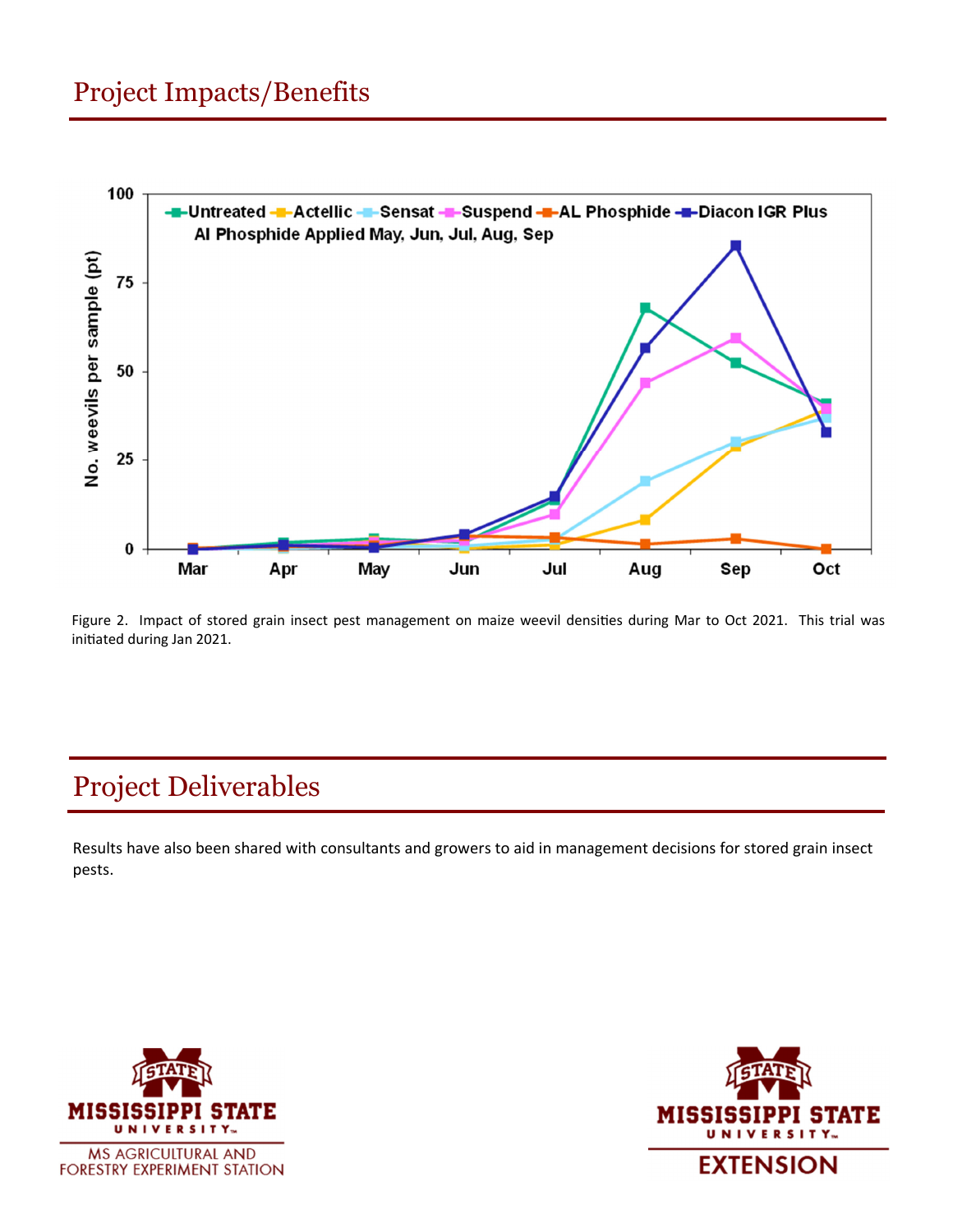## Project Impacts/Benefits

Untreated
Actellic
Sensat
Suspend
AL Phosphide
Diacon IGR Plus

Al Phosphide Applied May, Jun, Jul, Aug, Sep

No. weevils per sample (pt)

100
75
50
25
0

Mar
Apr
May
Jun
Jul
Aug
Sep
Oct

Figure 2. Impact of stored grain insect pest management on maize weevil densities during Mar to Oct 2021. This trial was initiated during Jan 2021.

## Project Deliverables

Results have also been shared with consultants and growers to aid in management decisions for stored grain insect pests.

MISSISSIPPI STATE UNIVERSITY
MS AGRICULTURAL AND FORESTRY EXPERIMENT STATION

MISSISSIPPI STATE UNIVERSITY
EXTENSION